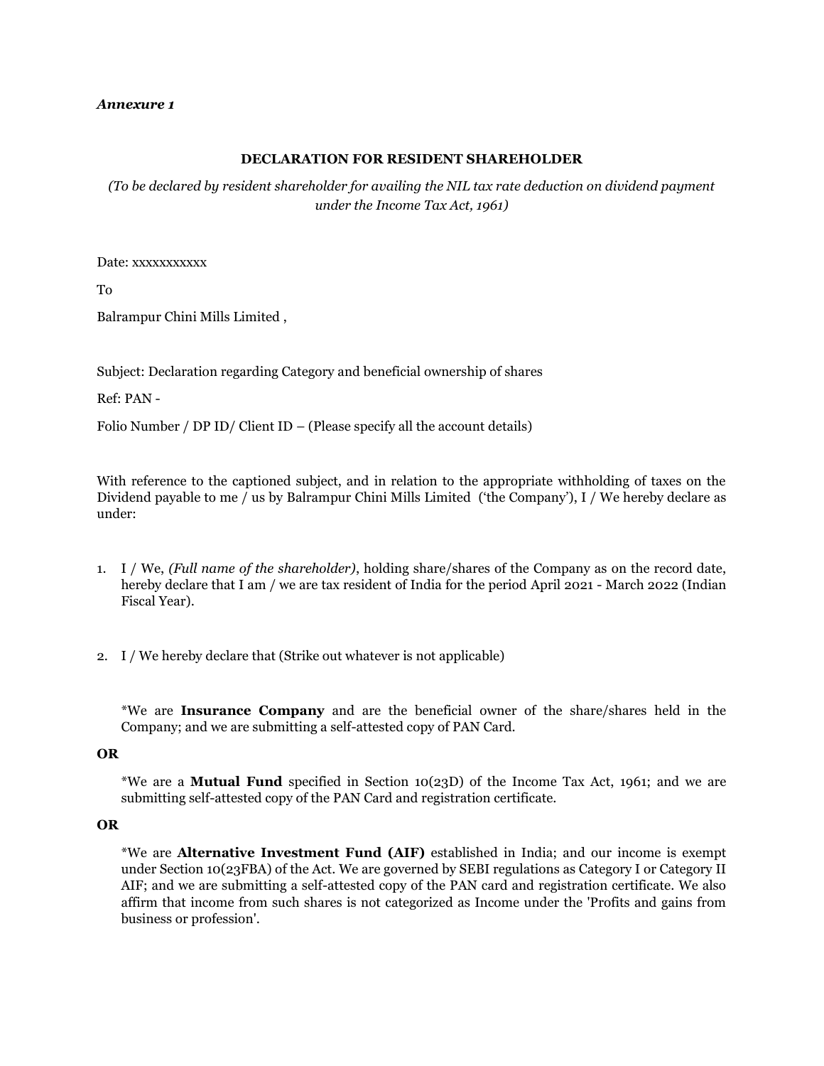*Annexure 1*

**DECLARATION FOR RESIDENT SHAREHOLDER**

*(To be declared by resident shareholder for availing the NIL tax rate deduction on dividend payment under the Income Tax Act, 1961)*

Date: xxxxxxxxxxx

To

Balrampur Chini Mills Limited ,

Subject: Declaration regarding Category and beneficial ownership of shares

Ref: PAN -

Folio Number / DP ID/ Client ID – (Please specify all the account details)

With reference to the captioned subject, and in relation to the appropriate withholding of taxes on the Dividend payable to me / us by Balrampur Chini Mills Limited ('the Company'), I / We hereby declare as under:

1. I / We, *(Full name of the shareholder)*, holding share/shares of the Company as on the record date, hereby declare that I am / we are tax resident of India for the period April 2021 - March 2022 (Indian Fiscal Year).

2. I / We hereby declare that (Strike out whatever is not applicable)

   *We are **Insurance Company** and are the beneficial owner of the share/shares held in the Company; and we are submitting a self-attested copy of PAN Card.

**OR**

   *We are a **Mutual Fund** specified in Section 10(23D) of the Income Tax Act, 1961; and we are submitting self-attested copy of the PAN Card and registration certificate.

**OR**

   *We are **Alternative Investment Fund (AIF)** established in India; and our income is exempt under Section 10(23FBA) of the Act. We are governed by SEBI regulations as Category I or Category II AIF; and we are submitting a self-attested copy of the PAN card and registration certificate. We also affirm that income from such shares is not categorized as Income under the 'Profits and gains from business or profession'.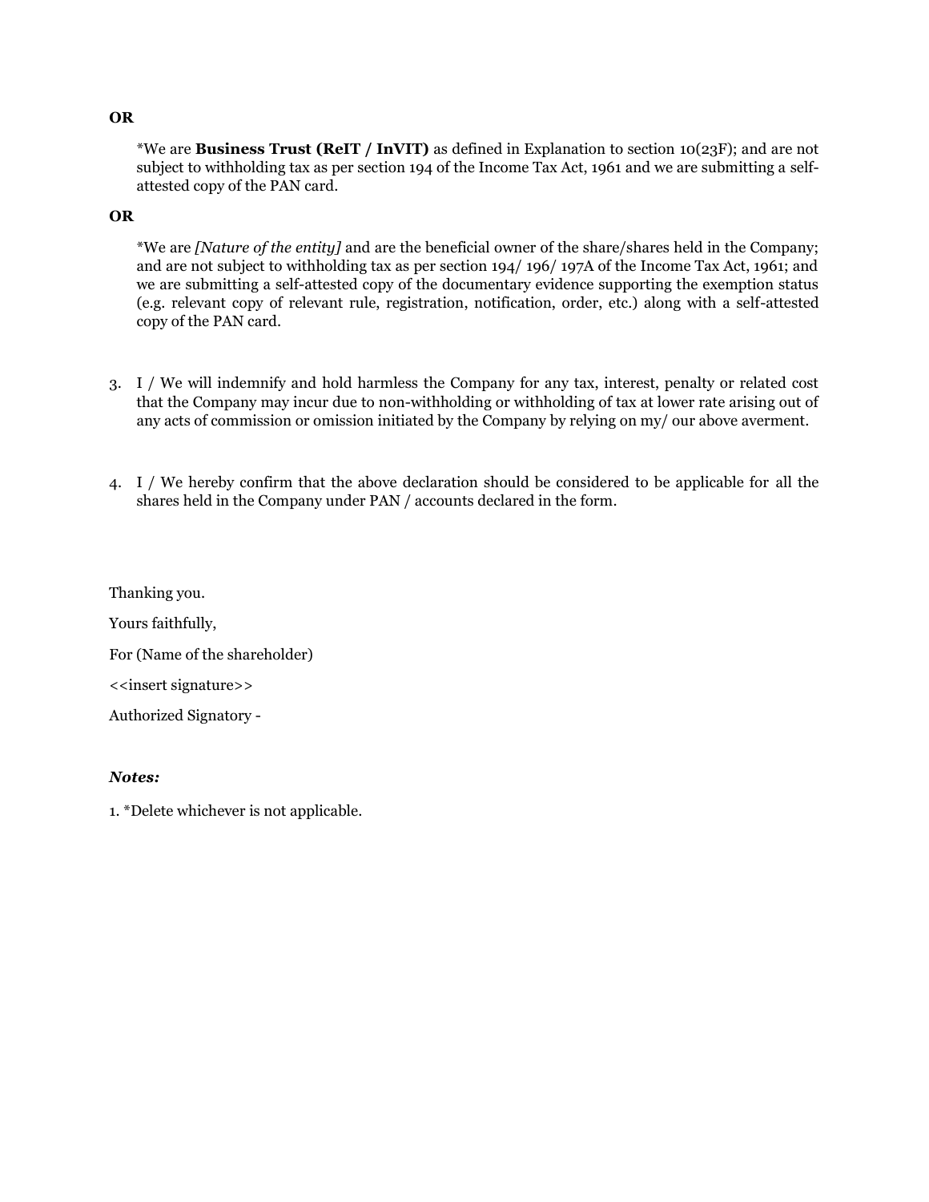**OR**

*We are **Business Trust (ReIT / InVIT)** as defined in Explanation to section 10(23F); and are not subject to withholding tax as per section 194 of the Income Tax Act, 1961 and we are submitting a self-attested copy of the PAN card.

**OR**

*We are *[Nature of the entity]* and are the beneficial owner of the share/shares held in the Company; and are not subject to withholding tax as per section 194/ 196/ 197A of the Income Tax Act, 1961; and we are submitting a self-attested copy of the documentary evidence supporting the exemption status (e.g. relevant copy of relevant rule, registration, notification, order, etc.) along with a self-attested copy of the PAN card.

3. I / We will indemnify and hold harmless the Company for any tax, interest, penalty or related cost that the Company may incur due to non-withholding or withholding of tax at lower rate arising out of any acts of commission or omission initiated by the Company by relying on my/ our above averment.

4. I / We hereby confirm that the above declaration should be considered to be applicable for all the shares held in the Company under PAN / accounts declared in the form.

Thanking you.

Yours faithfully,

For (Name of the shareholder)

<<insert signature>>

Authorized Signatory -

***Notes:***

1. *Delete whichever is not applicable.